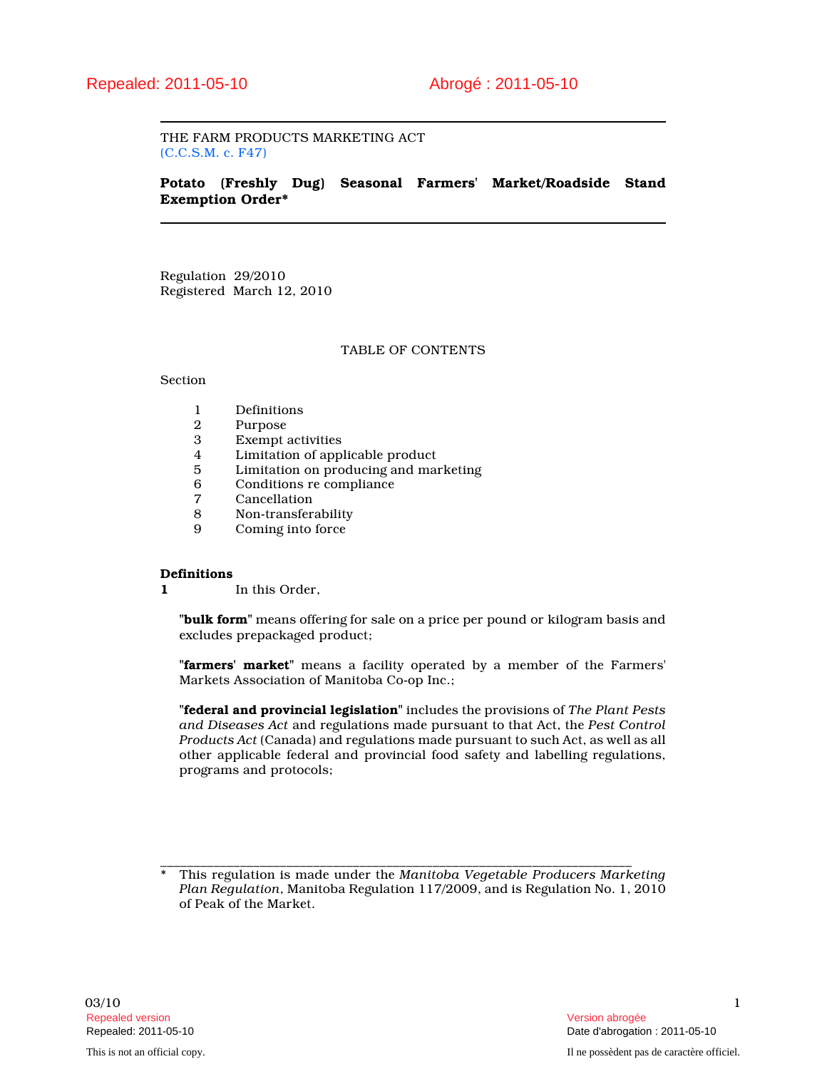Repealed: 2011-05-10 Abrogé : 2011-05-10

THE FARM PRODUCTS MARKETING ACT
(C.C.S.M. c. F47)

**Potato (Freshly Dug) Seasonal Farmers' Market/Roadside Stand Exemption Order***

Regulation 29/2010
Registered March 12, 2010

TABLE OF CONTENTS

Section

1 Definitions
2 Purpose
3 Exempt activities
4 Limitation of applicable product
5 Limitation on producing and marketing
6 Conditions re compliance
7 Cancellation
8 Non-transferability
9 Coming into force

**Definitions**

**1** In this Order,

"**bulk form**" means offering for sale on a price per pound or kilogram basis and excludes prepackaged product;

"**farmers' market**" means a facility operated by a member of the Farmers' Markets Association of Manitoba Co-op Inc.;

"**federal and provincial legislation**" includes the provisions of *The Plant Pests and Diseases Act* and regulations made pursuant to that Act, the *Pest Control Products Act* (Canada) and regulations made pursuant to such Act, as well as all other applicable federal and provincial food safety and labelling regulations, programs and protocols;

---

\* This regulation is made under the *Manitoba Vegetable Producers Marketing Plan Regulation*, Manitoba Regulation 117/2009, and is Regulation No. 1, 2010 of Peak of the Market.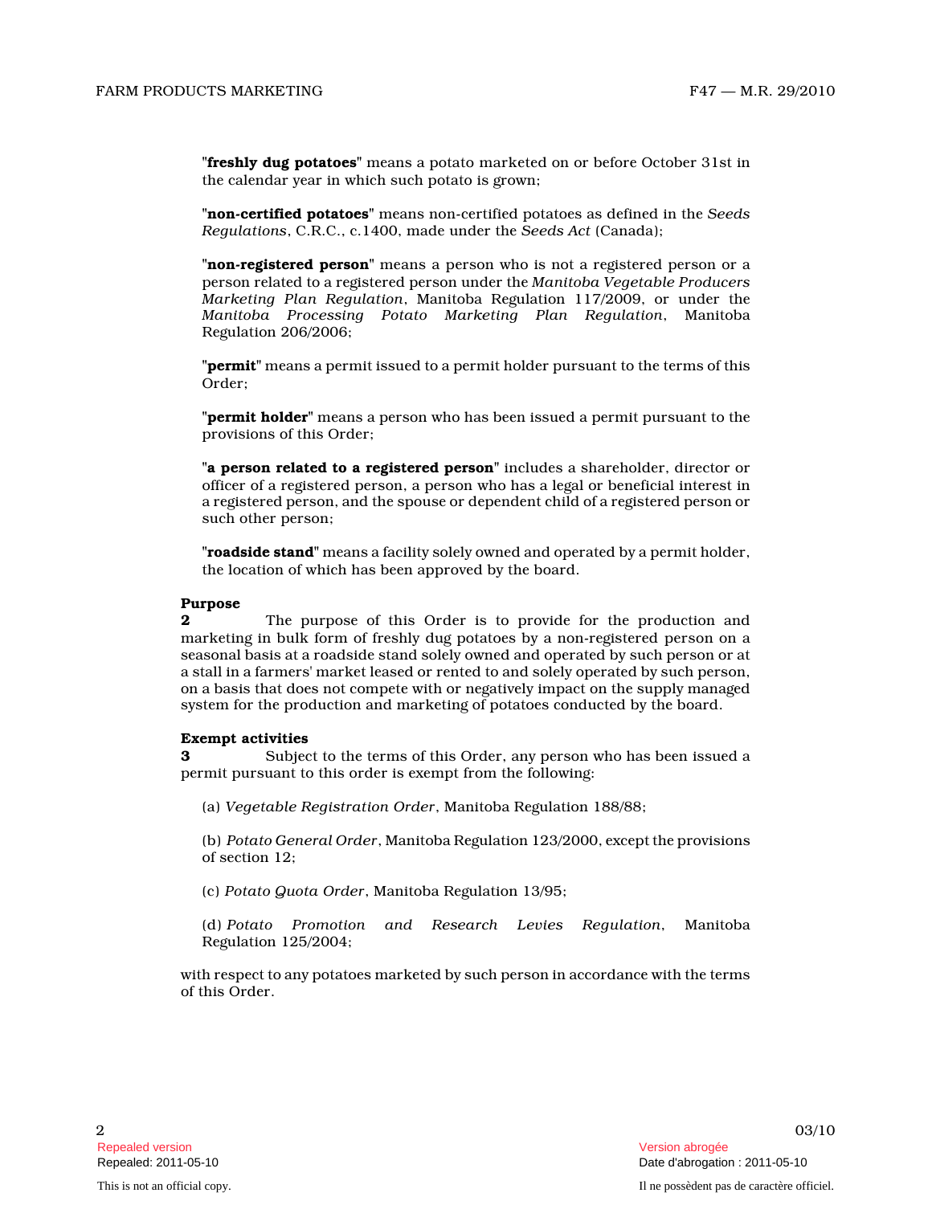"**freshly dug potatoes**" means a potato marketed on or before October 31st in the calendar year in which such potato is grown;

"**non-certified potatoes**" means non-certified potatoes as defined in the *Seeds Regulations*, C.R.C., c.1400, made under the *Seeds Act* (Canada);

"**non-registered person**" means a person who is not a registered person or a person related to a registered person under the *Manitoba Vegetable Producers Marketing Plan Regulation*, Manitoba Regulation 117/2009, or under the *Manitoba Processing Potato Marketing Plan Regulation*, Manitoba Regulation 206/2006;

"**permit**" means a permit issued to a permit holder pursuant to the terms of this Order;

"**permit holder**" means a person who has been issued a permit pursuant to the provisions of this Order;

"**a person related to a registered person**" includes a shareholder, director or officer of a registered person, a person who has a legal or beneficial interest in a registered person, and the spouse or dependent child of a registered person or such other person;

"**roadside stand**" means a facility solely owned and operated by a permit holder, the location of which has been approved by the board.

**Purpose**

**2** The purpose of this Order is to provide for the production and marketing in bulk form of freshly dug potatoes by a non-registered person on a seasonal basis at a roadside stand solely owned and operated by such person or at a stall in a farmers' market leased or rented to and solely operated by such person, on a basis that does not compete with or negatively impact on the supply managed system for the production and marketing of potatoes conducted by the board.

**Exempt activities**

**3** Subject to the terms of this Order, any person who has been issued a permit pursuant to this order is exempt from the following:

(a) *Vegetable Registration Order*, Manitoba Regulation 188/88;

(b) *Potato General Order*, Manitoba Regulation 123/2000, except the provisions of section 12;

(c) *Potato Quota Order*, Manitoba Regulation 13/95;

(d) *Potato Promotion and Research Levies Regulation*, Manitoba Regulation 125/2004;

with respect to any potatoes marketed by such person in accordance with the terms of this Order.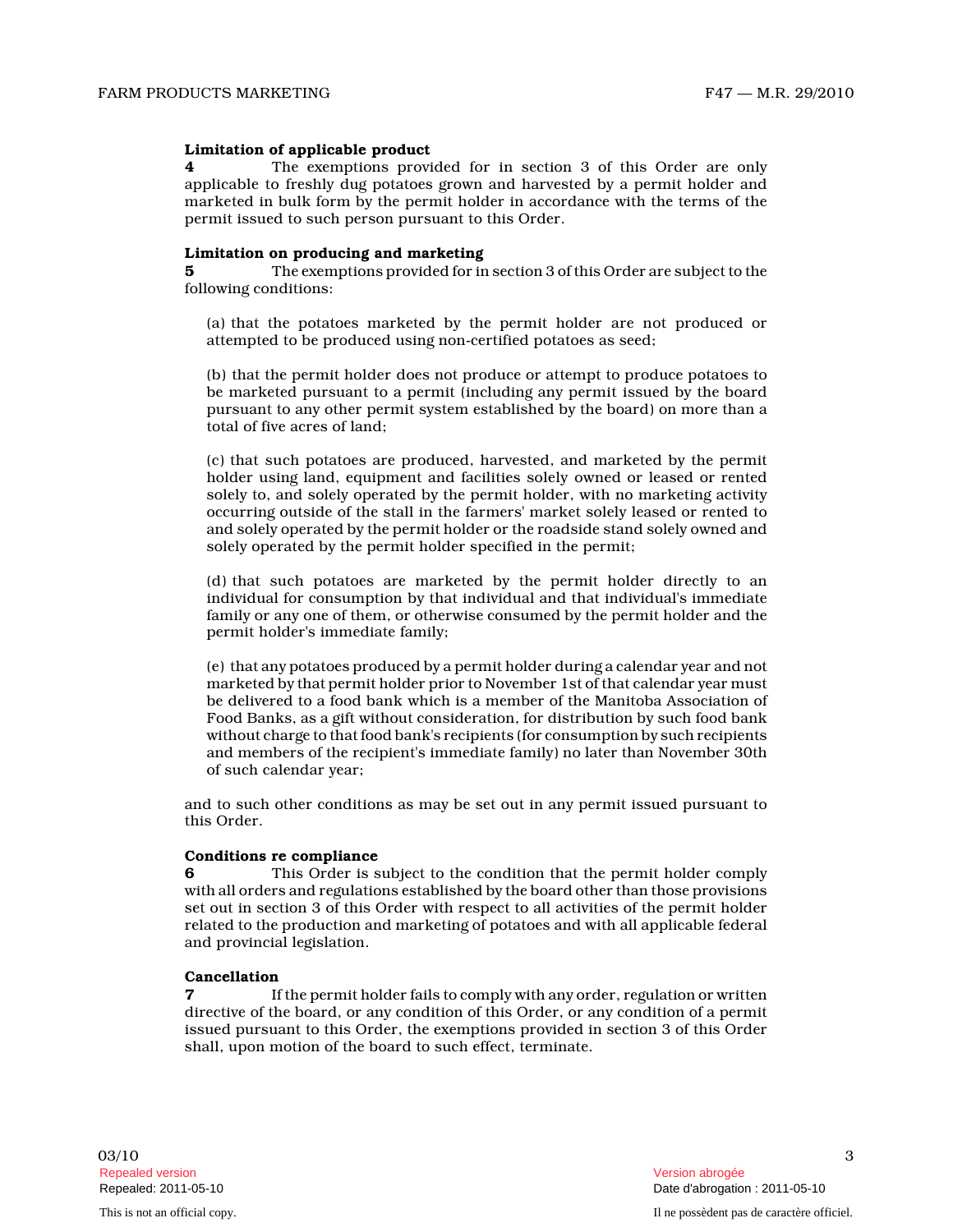**Limitation of applicable product**

**4** The exemptions provided for in section 3 of this Order are only applicable to freshly dug potatoes grown and harvested by a permit holder and marketed in bulk form by the permit holder in accordance with the terms of the permit issued to such person pursuant to this Order.

**Limitation on producing and marketing**

**5** The exemptions provided for in section 3 of this Order are subject to the following conditions:

(a) that the potatoes marketed by the permit holder are not produced or attempted to be produced using non-certified potatoes as seed;

(b) that the permit holder does not produce or attempt to produce potatoes to be marketed pursuant to a permit (including any permit issued by the board pursuant to any other permit system established by the board) on more than a total of five acres of land;

(c) that such potatoes are produced, harvested, and marketed by the permit holder using land, equipment and facilities solely owned or leased or rented solely to, and solely operated by the permit holder, with no marketing activity occurring outside of the stall in the farmers' market solely leased or rented to and solely operated by the permit holder or the roadside stand solely owned and solely operated by the permit holder specified in the permit;

(d) that such potatoes are marketed by the permit holder directly to an individual for consumption by that individual and that individual's immediate family or any one of them, or otherwise consumed by the permit holder and the permit holder's immediate family;

(e) that any potatoes produced by a permit holder during a calendar year and not marketed by that permit holder prior to November 1st of that calendar year must be delivered to a food bank which is a member of the Manitoba Association of Food Banks, as a gift without consideration, for distribution by such food bank without charge to that food bank's recipients (for consumption by such recipients and members of the recipient's immediate family) no later than November 30th of such calendar year;

and to such other conditions as may be set out in any permit issued pursuant to this Order.

**Conditions re compliance**

**6** This Order is subject to the condition that the permit holder comply with all orders and regulations established by the board other than those provisions set out in section 3 of this Order with respect to all activities of the permit holder related to the production and marketing of potatoes and with all applicable federal and provincial legislation.

**Cancellation**

**7** If the permit holder fails to comply with any order, regulation or written directive of the board, or any condition of this Order, or any condition of a permit issued pursuant to this Order, the exemptions provided in section 3 of this Order shall, upon motion of the board to such effect, terminate.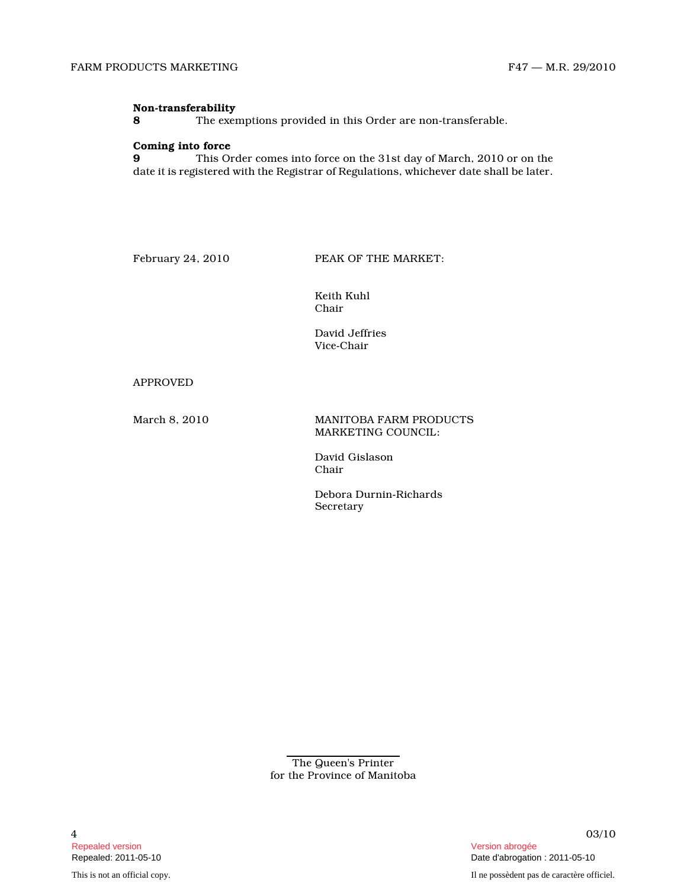**Non-transferability**

**8** The exemptions provided in this Order are non-transferable.

**Coming into force**

**9** This Order comes into force on the 31st day of March, 2010 or on the date it is registered with the Registrar of Regulations, whichever date shall be later.

February 24, 2010

PEAK OF THE MARKET:

Keith Kuhl
Chair

David Jeffries
Vice-Chair

APPROVED

March 8, 2010

MANITOBA FARM PRODUCTS MARKETING COUNCIL:

David Gislason
Chair

Debora Durnin-Richards
Secretary

The Queen's Printer
for the Province of Manitoba